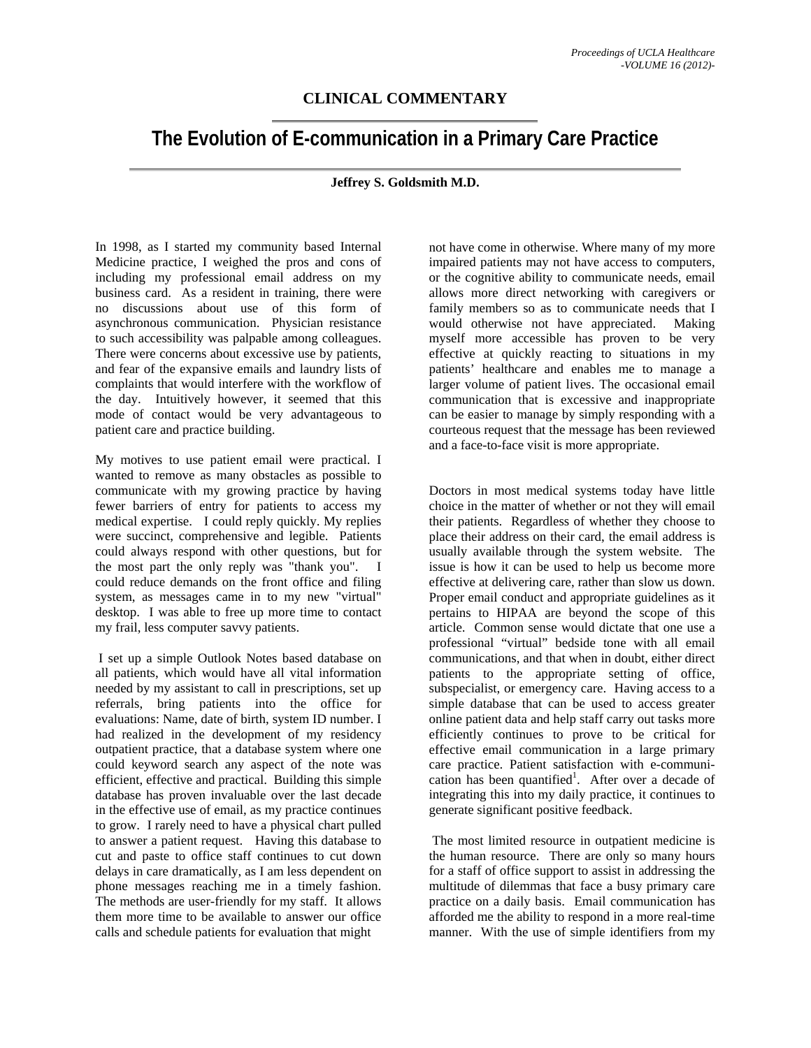**CLINICAL COMMENTARY**

# The Evolution of E-communication in a Primary Care Practice

**Jeffrey S. Goldsmith M.D.**

In 1998, as I started my community based Internal Medicine practice, I weighed the pros and cons of including my professional email address on my business card. As a resident in training, there were no discussions about use of this form of asynchronous communication. Physician resistance to such accessibility was palpable among colleagues. There were concerns about excessive use by patients, and fear of the expansive emails and laundry lists of complaints that would interfere with the workflow of the day. Intuitively however, it seemed that this mode of contact would be very advantageous to patient care and practice building.

My motives to use patient email were practical. I wanted to remove as many obstacles as possible to communicate with my growing practice by having fewer barriers of entry for patients to access my medical expertise. I could reply quickly. My replies were succinct, comprehensive and legible. Patients could always respond with other questions, but for the most part the only reply was "thank you". I could reduce demands on the front office and filing system, as messages came in to my new "virtual" desktop. I was able to free up more time to contact my frail, less computer savvy patients.

I set up a simple Outlook Notes based database on all patients, which would have all vital information needed by my assistant to call in prescriptions, set up referrals, bring patients into the office for evaluations: Name, date of birth, system ID number. I had realized in the development of my residency outpatient practice, that a database system where one could keyword search any aspect of the note was efficient, effective and practical. Building this simple database has proven invaluable over the last decade in the effective use of email, as my practice continues to grow. I rarely need to have a physical chart pulled to answer a patient request. Having this database to cut and paste to office staff continues to cut down delays in care dramatically, as I am less dependent on phone messages reaching me in a timely fashion. The methods are user-friendly for my staff. It allows them more time to be available to answer our office calls and schedule patients for evaluation that might not have come in otherwise. Where many of my more impaired patients may not have access to computers, or the cognitive ability to communicate needs, email allows more direct networking with caregivers or family members so as to communicate needs that I would otherwise not have appreciated. Making myself more accessible has proven to be very effective at quickly reacting to situations in my patients' healthcare and enables me to manage a larger volume of patient lives. The occasional email communication that is excessive and inappropriate can be easier to manage by simply responding with a courteous request that the message has been reviewed and a face-to-face visit is more appropriate.

Doctors in most medical systems today have little choice in the matter of whether or not they will email their patients. Regardless of whether they choose to place their address on their card, the email address is usually available through the system website. The issue is how it can be used to help us become more effective at delivering care, rather than slow us down. Proper email conduct and appropriate guidelines as it pertains to HIPAA are beyond the scope of this article. Common sense would dictate that one use a professional "virtual" bedside tone with all email communications, and that when in doubt, either direct patients to the appropriate setting of office, subspecialist, or emergency care. Having access to a simple database that can be used to access greater online patient data and help staff carry out tasks more efficiently continues to prove to be critical for effective email communication in a large primary care practice. Patient satisfaction with e-communication has been quantified[1]. After over a decade of integrating this into my daily practice, it continues to generate significant positive feedback.

The most limited resource in outpatient medicine is the human resource. There are only so many hours for a staff of office support to assist in addressing the multitude of dilemmas that face a busy primary care practice on a daily basis. Email communication has afforded me the ability to respond in a more real-time manner. With the use of simple identifiers from my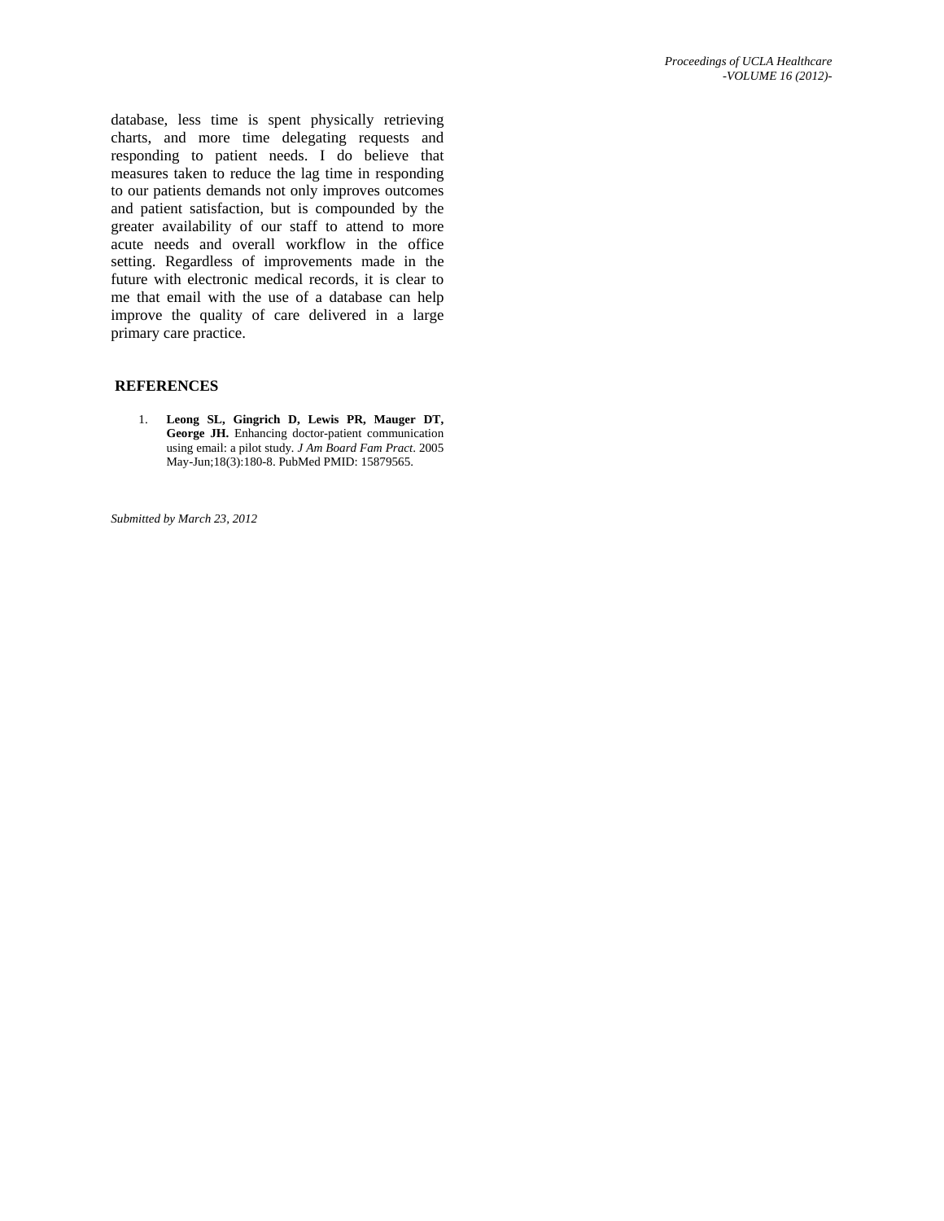database, less time is spent physically retrieving charts, and more time delegating requests and responding to patient needs. I do believe that measures taken to reduce the lag time in responding to our patients demands not only improves outcomes and patient satisfaction, but is compounded by the greater availability of our staff to attend to more acute needs and overall workflow in the office setting. Regardless of improvements made in the future with electronic medical records, it is clear to me that email with the use of a database can help improve the quality of care delivered in a large primary care practice.

## REFERENCES

1. **Leong SL, Gingrich D, Lewis PR, Mauger DT, George JH.** Enhancing doctor-patient communication using email: a pilot study. *J Am Board Fam Pract*. 2005 May-Jun;18(3):180-8. PubMed PMID: 15879565.

*Submitted by March 23, 2012*